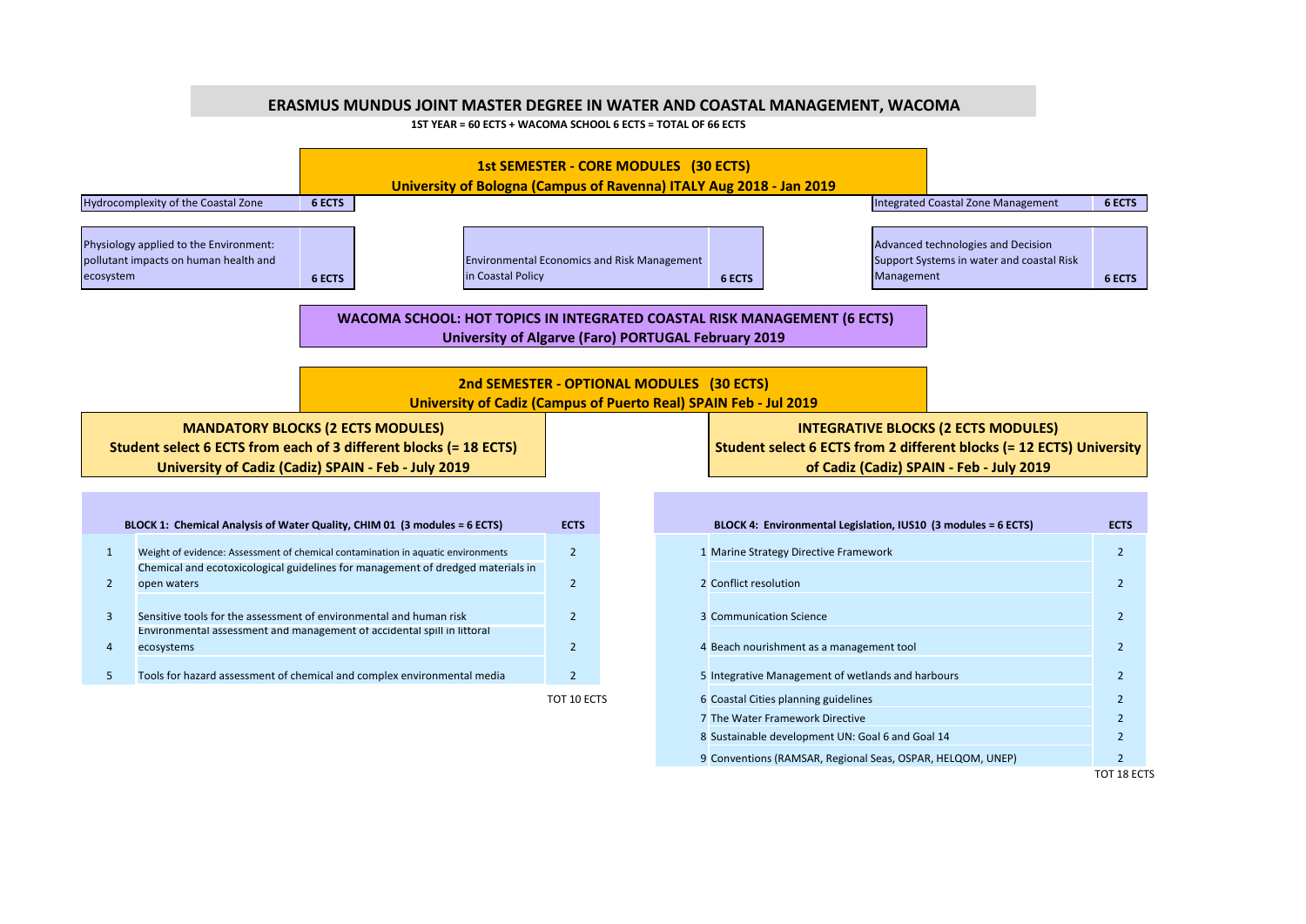# ERASMUS MUNDUS JOINT MASTER DEGREE IN WATER AND COASTAL MANAGEMENT, WACOMA

**1ST YEAR = 60 ECTS + WACOMA SCHOOL 6 ECTS = TOTAL OF 66 ECTS**

## 1st SEMESTER - CORE MODULES (30 ECTS)

**University of Bologna (Campus of Ravenna) ITALY Aug 2018 - Jan 2019**

| Module | ECTS |
|---|---|
| Hydrocomplexity of the Coastal Zone | 6 ECTS |
| Integrated Coastal Zone Management | 6 ECTS |
| Physiology applied to the Environment: pollutant impacts on human health and ecosystem | 6 ECTS |
| Environmental Economics and Risk Management in Coastal Policy | 6 ECTS |
| Advanced technologies and Decision Support Systems in water and coastal Risk Management | 6 ECTS |

## WACOMA SCHOOL: HOT TOPICS IN INTEGRATED COASTAL RISK MANAGEMENT (6 ECTS)

**University of Algarve (Faro) PORTUGAL February 2019**

## 2nd SEMESTER - OPTIONAL MODULES (30 ECTS)

**University of Cadiz (Campus of Puerto Real) SPAIN Feb - Jul 2019**

### MANDATORY BLOCKS (2 ECTS MODULES)

**Student select 6 ECTS from each of 3 different blocks (= 18 ECTS)**
**University of Cadiz (Cadiz) SPAIN - Feb - July 2019**

| | BLOCK 1: Chemical Analysis of Water Quality, CHIM 01 (3 modules = 6 ECTS) | ECTS |
|---|---|---|
| 1 | Weight of evidence: Assessment of chemical contamination in aquatic environments | 2 |
| 2 | Chemical and ecotoxicological guidelines for management of dredged materials in open waters | 2 |
| 3 | Sensitive tools for the assessment of environmental and human risk | 2 |
| 4 | Environmental assessment and management of accidental spill in littoral ecosystems | 2 |
| 5 | Tools for hazard assessment of chemical and complex environmental media | 2 |
| | | TOT 10 ECTS |

### INTEGRATIVE BLOCKS (2 ECTS MODULES)

**Student select 6 ECTS from 2 different blocks (= 12 ECTS) University of Cadiz (Cadiz) SPAIN - Feb - July 2019**

| | BLOCK 4: Environmental Legislation, IUS10 (3 modules = 6 ECTS) | ECTS |
|---|---|---|
| 1 | Marine Strategy Directive Framework | 2 |
| 2 | Conflict resolution | 2 |
| 3 | Communication Science | 2 |
| 4 | Beach nourishment as a management tool | 2 |
| 5 | Integrative Management of wetlands and harbours | 2 |
| 6 | Coastal Cities planning guidelines | 2 |
| 7 | The Water Framework Directive | 2 |
| 8 | Sustainable development UN: Goal 6 and Goal 14 | 2 |
| 9 | Conventions (RAMSAR, Regional Seas, OSPAR, HELQOM, UNEP) | 2 |
| | | TOT 18 ECTS |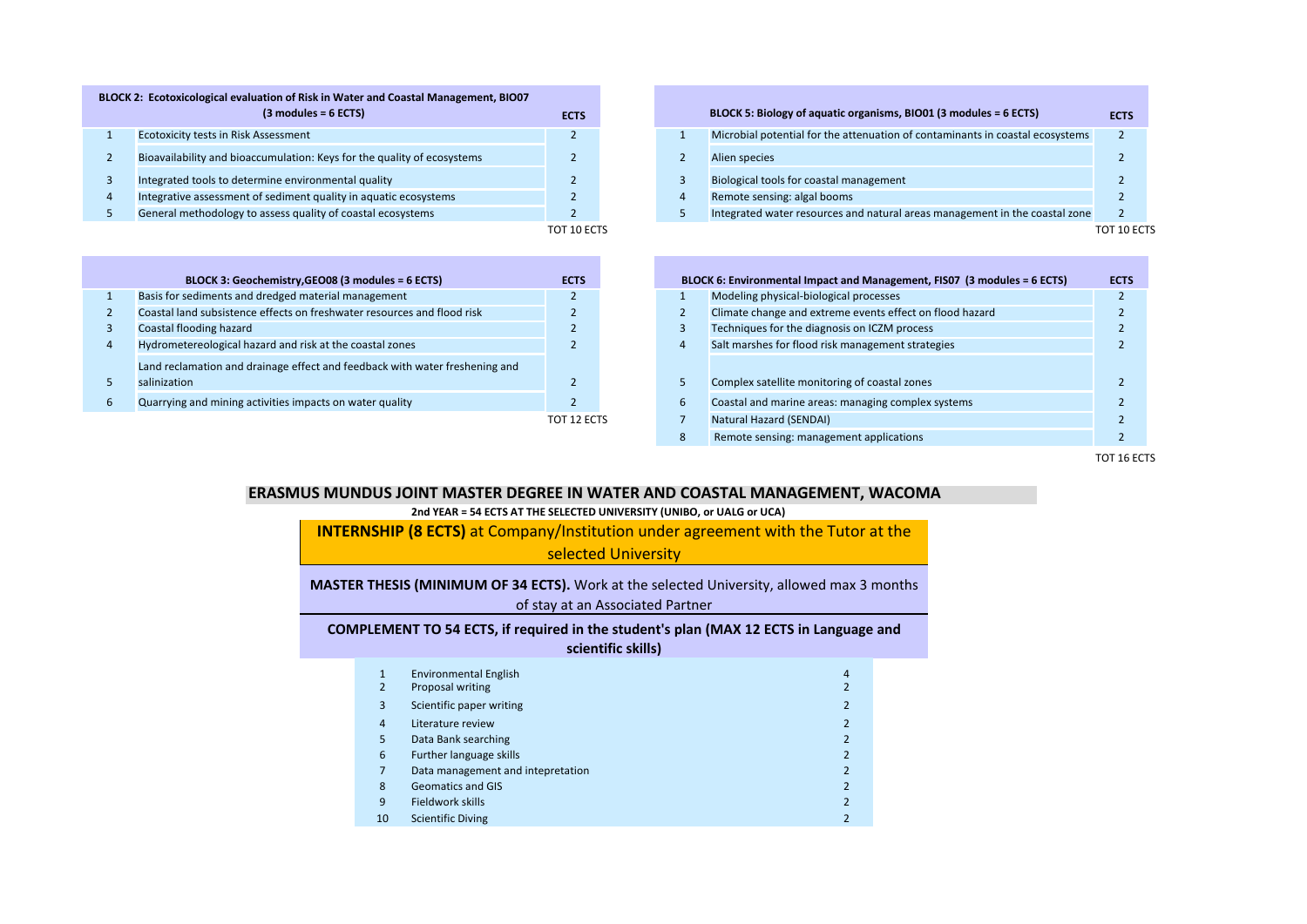| | BLOCK 2: Ecotoxicological evaluation of Risk in Water and Coastal Management, BIO07 (3 modules = 6 ECTS) | ECTS |
|---|---|---|
| 1 | Ecotoxicity tests in Risk Assessment | 2 |
| 2 | Bioavailability and bioaccumulation: Keys for the quality of ecosystems | 2 |
| 3 | Integrated tools to determine environmental quality | 2 |
| 4 | Integrative assessment of sediment quality in aquatic ecosystems | 2 |
| 5 | General methodology to assess quality of coastal ecosystems | 2 |
| | | TOT 10 ECTS |

| | BLOCK 5: Biology of aquatic organisms, BIO01 (3 modules = 6 ECTS) | ECTS |
|---|---|---|
| 1 | Microbial potential for the attenuation of contaminants in coastal ecosystems | 2 |
| 2 | Alien species | 2 |
| 3 | Biological tools for coastal management | 2 |
| 4 | Remote sensing: algal booms | 2 |
| 5 | Integrated water resources and natural areas management in the coastal zone | 2 |
| | | TOT 10 ECTS |

| | BLOCK 3: Geochemistry,GEO08 (3 modules = 6 ECTS) | ECTS |
|---|---|---|
| 1 | Basis for sediments and dredged material management | 2 |
| 2 | Coastal land subsistence effects on freshwater resources and flood risk | 2 |
| 3 | Coastal flooding hazard | 2 |
| 4 | Hydrometereological hazard and risk at the coastal zones | 2 |
| 5 | Land reclamation and drainage effect and feedback with water freshening and salinization | 2 |
| 6 | Quarrying and mining activities impacts on water quality | 2 |
| | | TOT 12 ECTS |

| | BLOCK 6: Environmental Impact and Management, FIS07 (3 modules = 6 ECTS) | ECTS |
|---|---|---|
| 1 | Modeling physical-biological processes | 2 |
| 2 | Climate change and extreme events effect on flood hazard | 2 |
| 3 | Techniques for the diagnosis on ICZM process | 2 |
| 4 | Salt marshes for flood risk management strategies | 2 |
| 5 | Complex satellite monitoring of coastal zones | 2 |
| 6 | Coastal and marine areas: managing complex systems | 2 |
| 7 | Natural Hazard (SENDAI) | 2 |
| 8 | Remote sensing: management applications | 2 |
| | | TOT 16 ECTS |

## ERASMUS MUNDUS JOINT MASTER DEGREE IN WATER AND COASTAL MANAGEMENT, WACOMA

**2nd YEAR = 54 ECTS AT THE SELECTED UNIVERSITY (UNIBO, or UALG or UCA)**

**INTERNSHIP (8 ECTS)** at Company/Institution under agreement with the Tutor at the selected University

**MASTER THESIS (MINIMUM OF 34 ECTS).** Work at the selected University, allowed max 3 months of stay at an Associated Partner

**COMPLEMENT TO 54 ECTS, if required in the student's plan (MAX 12 ECTS in Language and scientific skills)**

| | | |
|---|---|---|
| 1 | Environmental English | 4 |
| 2 | Proposal writing | 2 |
| 3 | Scientific paper writing | 2 |
| 4 | Literature review | 2 |
| 5 | Data Bank searching | 2 |
| 6 | Further language skills | 2 |
| 7 | Data management and intepretation | 2 |
| 8 | Geomatics and GIS | 2 |
| 9 | Fieldwork skills | 2 |
| 10 | Scientific Diving | 2 |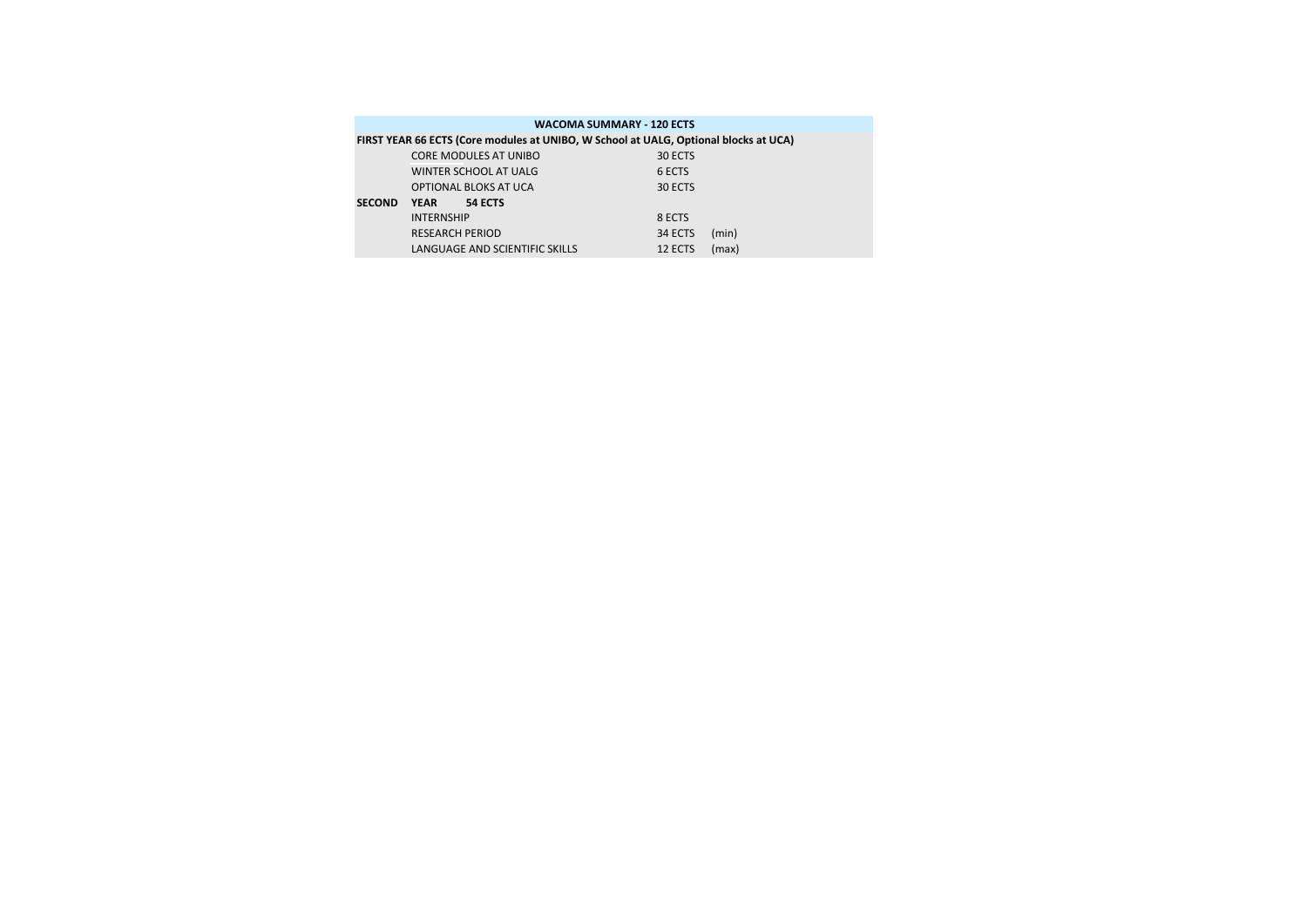| | | | |
|---|---|---|---|
| **WACOMA SUMMARY - 120 ECTS** | | | |
| **FIRST YEAR 66 ECTS (Core modules at UNIBO, W School at UALG, Optional blocks at UCA)** | | | |
| | CORE MODULES AT UNIBO | 30 ECTS | |
| | WINTER SCHOOL AT UALG | 6 ECTS | |
| | OPTIONAL BLOKS AT UCA | 30 ECTS | |
| **SECOND** | **YEAR 54 ECTS** | | |
| | INTERNSHIP | 8 ECTS | |
| | RESEARCH PERIOD | 34 ECTS | (min) |
| | LANGUAGE AND SCIENTIFIC SKILLS | 12 ECTS | (max) |